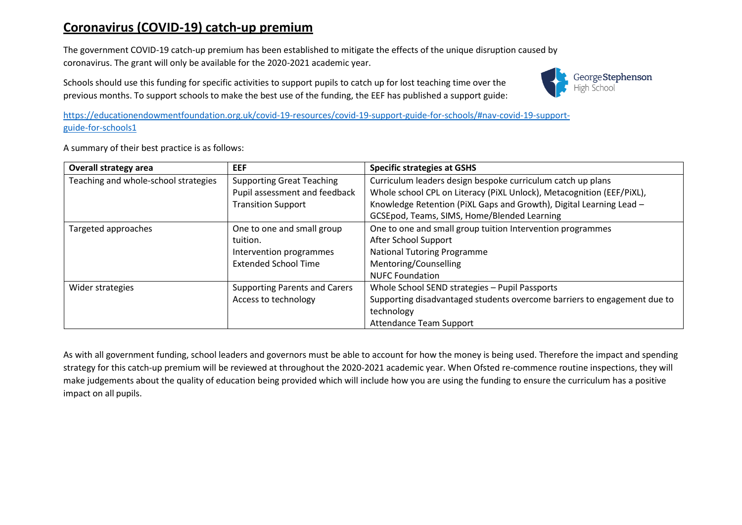# Coronavirus (COVID-19) catch-up premium

The government COVID-19 catch-up premium has been established to mitigate the effects of the unique disruption caused by coronavirus. The grant will only be available for the 2020-2021 academic year.

Schools should use this funding for specific activities to support pupils to catch up for lost teaching time over the previous months. To support schools to make the best use of the funding, the EEF has published a support guide:

https://educationendowmentfoundation.org.uk/covid-19-resources/covid-19-support-guide-for-schools/#nav-covid-19-support-guide-for-schools1

A summary of their best practice is as follows:

| Overall strategy area | EEF | Specific strategies at GSHS |
|---|---|---|
| Teaching and whole-school strategies | Supporting Great Teaching<br>Pupil assessment and feedback<br>Transition Support | Curriculum leaders design bespoke curriculum catch up plans<br>Whole school CPL on Literacy (PiXL Unlock), Metacognition (EEF/PiXL), Knowledge Retention (PiXL Gaps and Growth), Digital Learning Lead – GCSEpod, Teams, SIMS, Home/Blended Learning |
| Targeted approaches | One to one and small group tuition.<br>Intervention programmes<br>Extended School Time | One to one and small group tuition Intervention programmes<br>After School Support<br>National Tutoring Programme<br>Mentoring/Counselling<br>NUFC Foundation |
| Wider strategies | Supporting Parents and Carers<br>Access to technology | Whole School SEND strategies – Pupil Passports<br>Supporting disadvantaged students overcome barriers to engagement due to technology<br>Attendance Team Support |

As with all government funding, school leaders and governors must be able to account for how the money is being used. Therefore the impact and spending strategy for this catch-up premium will be reviewed at throughout the 2020-2021 academic year. When Ofsted re-commence routine inspections, they will make judgements about the quality of education being provided which will include how you are using the funding to ensure the curriculum has a positive impact on all pupils.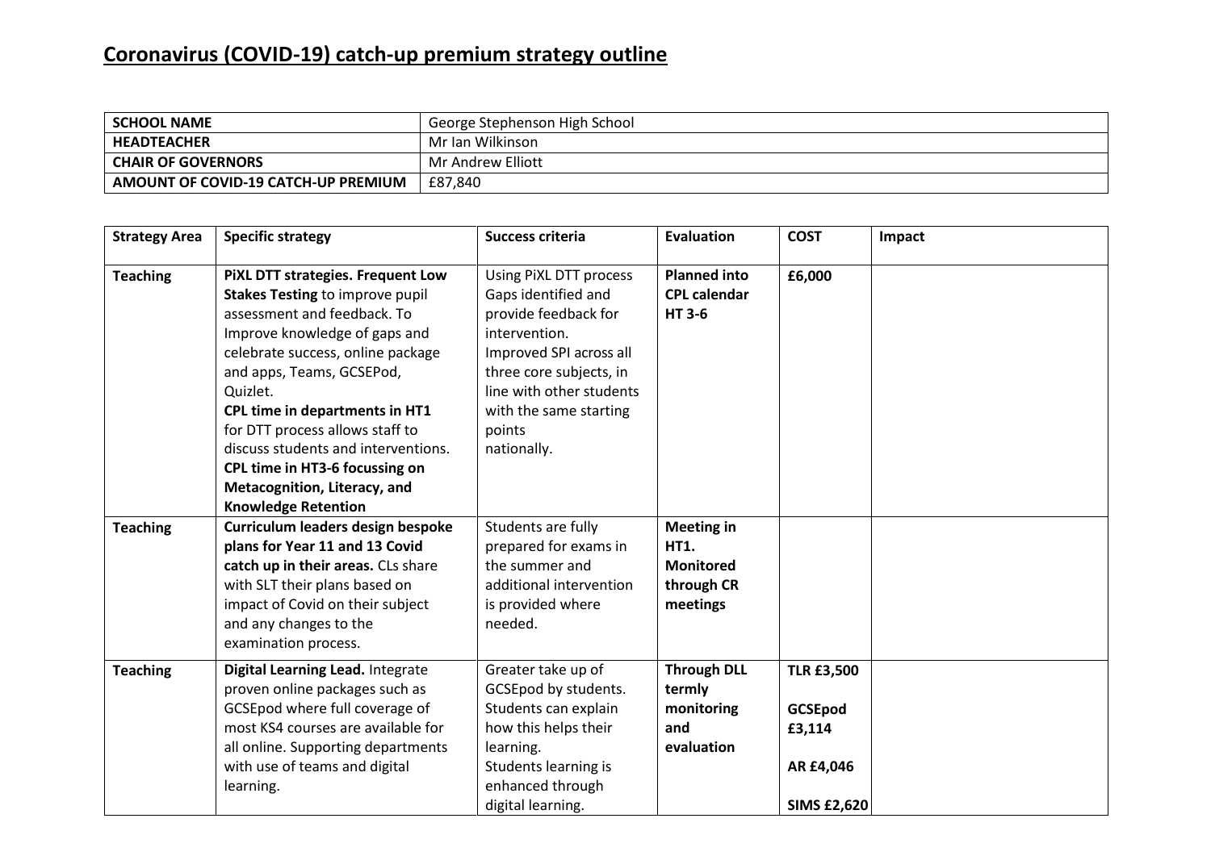# Coronavirus (COVID-19) catch-up premium strategy outline

| | |
|---|---|
| **SCHOOL NAME** | George Stephenson High School |
| **HEADTEACHER** | Mr Ian Wilkinson |
| **CHAIR OF GOVERNORS** | Mr Andrew Elliott |
| **AMOUNT OF COVID-19 CATCH-UP PREMIUM** | £87,840 |

| Strategy Area | Specific strategy | Success criteria | Evaluation | COST | Impact |
|---|---|---|---|---|---|
| **Teaching** | **PiXL DTT strategies. Frequent Low Stakes Testing** to improve pupil assessment and feedback. To Improve knowledge of gaps and celebrate success, online package and apps, Teams, GCSEPod, Quizlet. **CPL time in departments in HT1** for DTT process allows staff to discuss students and interventions. **CPL time in HT3-6 focussing on Metacognition, Literacy, and Knowledge Retention** | Using PiXL DTT process Gaps identified and provide feedback for intervention. Improved SPI across all three core subjects, in line with other students with the same starting points nationally. | **Planned into CPL calendar HT 3-6** | **£6,000** | |
| **Teaching** | **Curriculum leaders design bespoke plans for Year 11 and 13 Covid catch up in their areas.** CLs share with SLT their plans based on impact of Covid on their subject and any changes to the examination process. | Students are fully prepared for exams in the summer and additional intervention is provided where needed. | **Meeting in HT1. Monitored through CR meetings** | | |
| **Teaching** | **Digital Learning Lead.** Integrate proven online packages such as GCSEpod where full coverage of most KS4 courses are available for all online. Supporting departments with use of teams and digital learning. | Greater take up of GCSEpod by students. Students can explain how this helps their learning. Students learning is enhanced through digital learning. | **Through DLL termly monitoring and evaluation** | **TLR £3,500** **GCSEpod £3,114** **AR £4,046** **SIMS £2,620** | |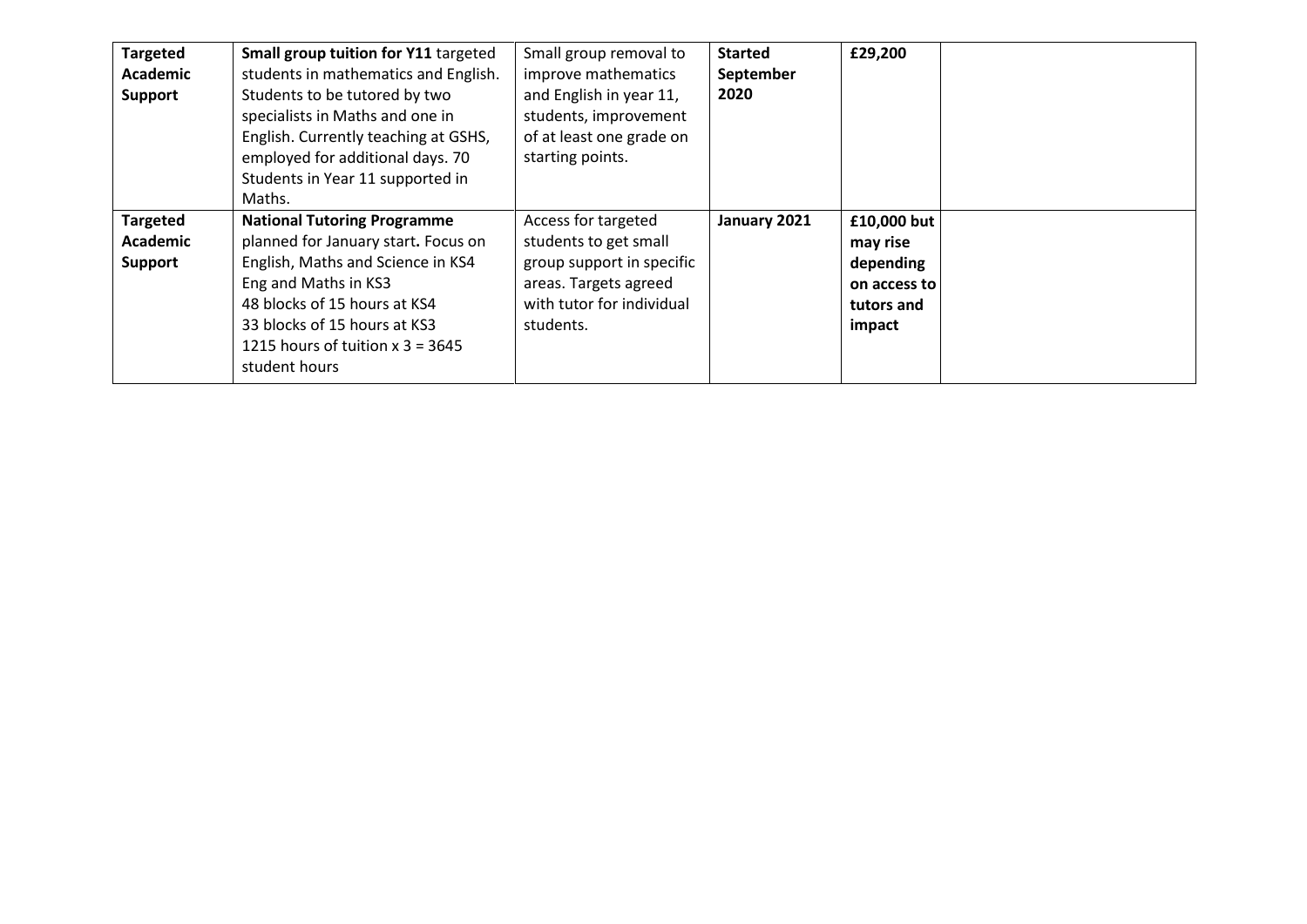| | | | | | |
|---|---|---|---|---|---|
| **Targeted Academic Support** | **Small group tuition for Y11** targeted students in mathematics and English. Students to be tutored by two specialists in Maths and one in English. Currently teaching at GSHS, employed for additional days. 70 Students in Year 11 supported in Maths. | Small group removal to improve mathematics and English in year 11, students, improvement of at least one grade on starting points. | **Started September 2020** | **£29,200** | |
| **Targeted Academic Support** | **National Tutoring Programme** planned for January start**.** Focus on English, Maths and Science in KS4 Eng and Maths in KS3<br>48 blocks of 15 hours at KS4<br>33 blocks of 15 hours at KS3<br>1215 hours of tuition x 3 = 3645 student hours | Access for targeted students to get small group support in specific areas. Targets agreed with tutor for individual students. | **January 2021** | **£10,000 but may rise depending on access to tutors and impact** | |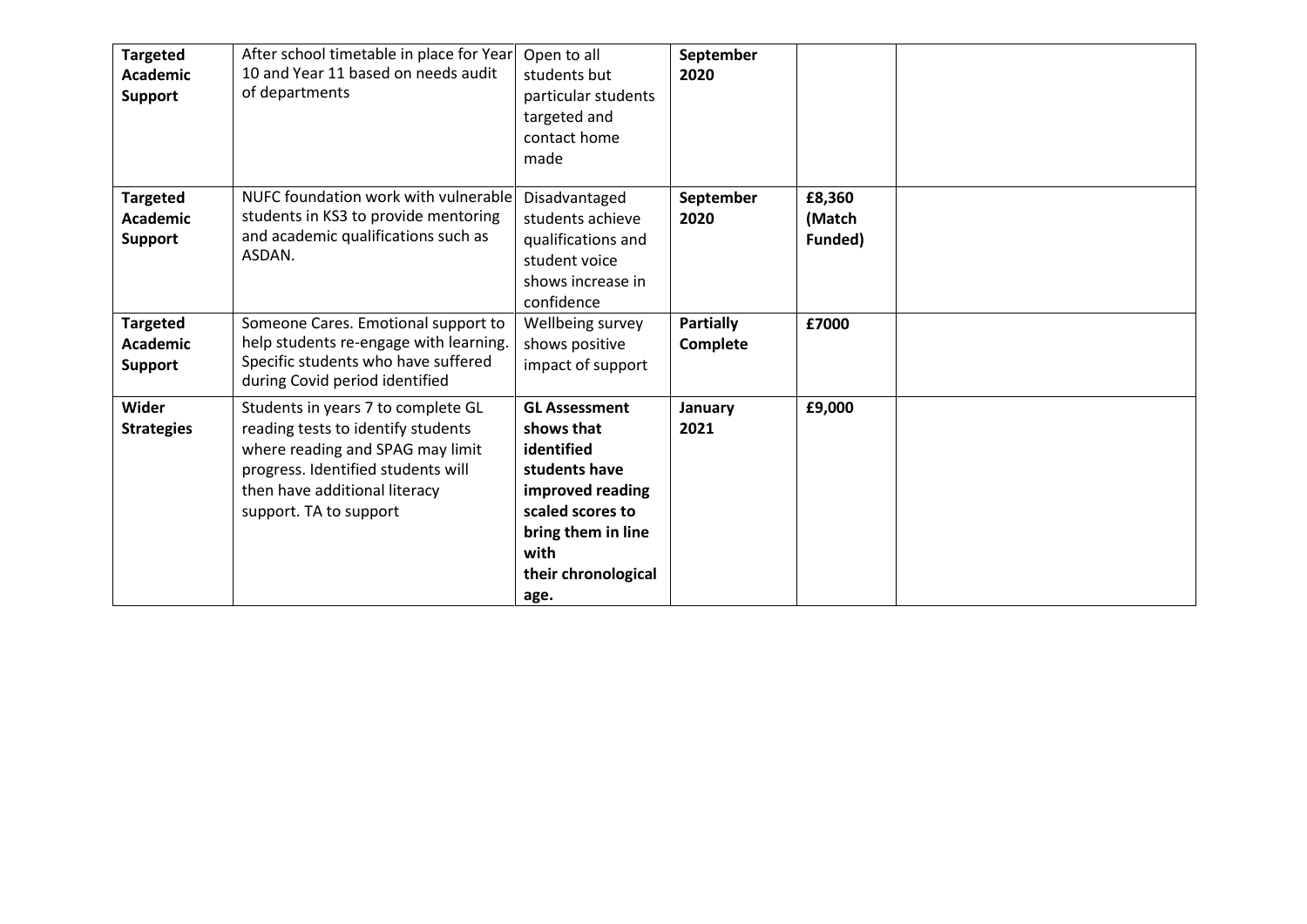| | | | | | |
|---|---|---|---|---|---|
| **Targeted Academic Support** | After school timetable in place for Year 10 and Year 11 based on needs audit of departments | Open to all students but particular students targeted and contact home made | **September 2020** | | |
| **Targeted Academic Support** | NUFC foundation work with vulnerable students in KS3 to provide mentoring and academic qualifications such as ASDAN. | Disadvantaged students achieve qualifications and student voice shows increase in confidence | **September 2020** | **£8,360 (Match Funded)** | |
| **Targeted Academic Support** | Someone Cares. Emotional support to help students re-engage with learning. Specific students who have suffered during Covid period identified | Wellbeing survey shows positive impact of support | **Partially Complete** | **£7000** | |
| **Wider Strategies** | Students in years 7 to complete GL reading tests to identify students where reading and SPAG may limit progress. Identified students will then have additional literacy support. TA to support | **GL Assessment shows that identified students have improved reading scaled scores to bring them in line with their chronological age.** | **January 2021** | **£9,000** | |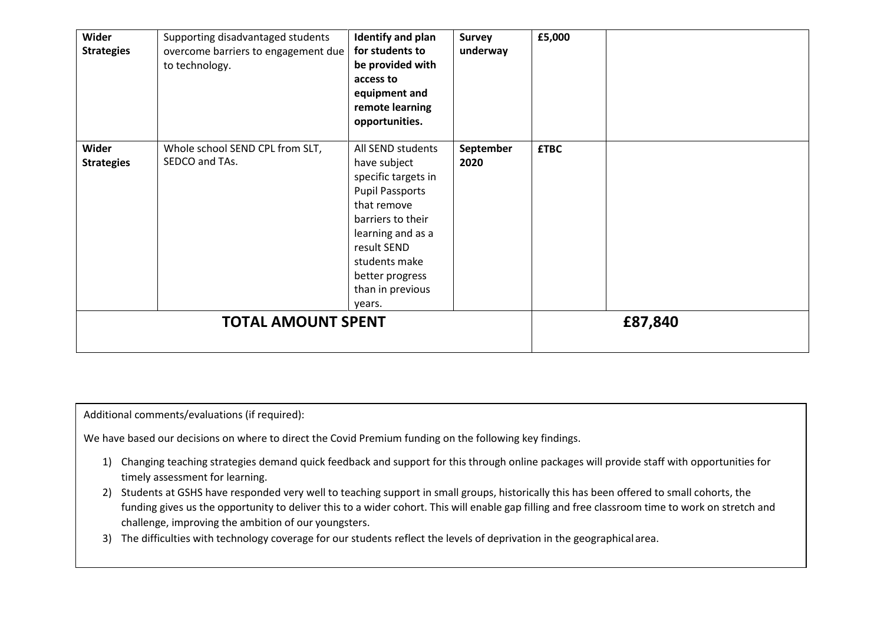| | | | | | |
|---|---|---|---|---|---|
| **Wider Strategies** | Supporting disadvantaged students overcome barriers to engagement due to technology. | **Identify and plan for students to be provided with access to equipment and remote learning opportunities.** | **Survey underway** | **£5,000** | |
| **Wider Strategies** | Whole school SEND CPL from SLT, SEDCO and TAs. | All SEND students have subject specific targets in Pupil Passports that remove barriers to their learning and as a result SEND students make better progress than in previous years. | **September 2020** | **£TBC** | |
| **TOTAL AMOUNT SPENT** | | | | **£87,840** | |

Additional comments/evaluations (if required):

We have based our decisions on where to direct the Covid Premium funding on the following key findings.

1) Changing teaching strategies demand quick feedback and support for this through online packages will provide staff with opportunities for timely assessment for learning.
2) Students at GSHS have responded very well to teaching support in small groups, historically this has been offered to small cohorts, the funding gives us the opportunity to deliver this to a wider cohort. This will enable gap filling and free classroom time to work on stretch and challenge, improving the ambition of our youngsters.
3) The difficulties with technology coverage for our students reflect the levels of deprivation in the geographical area.